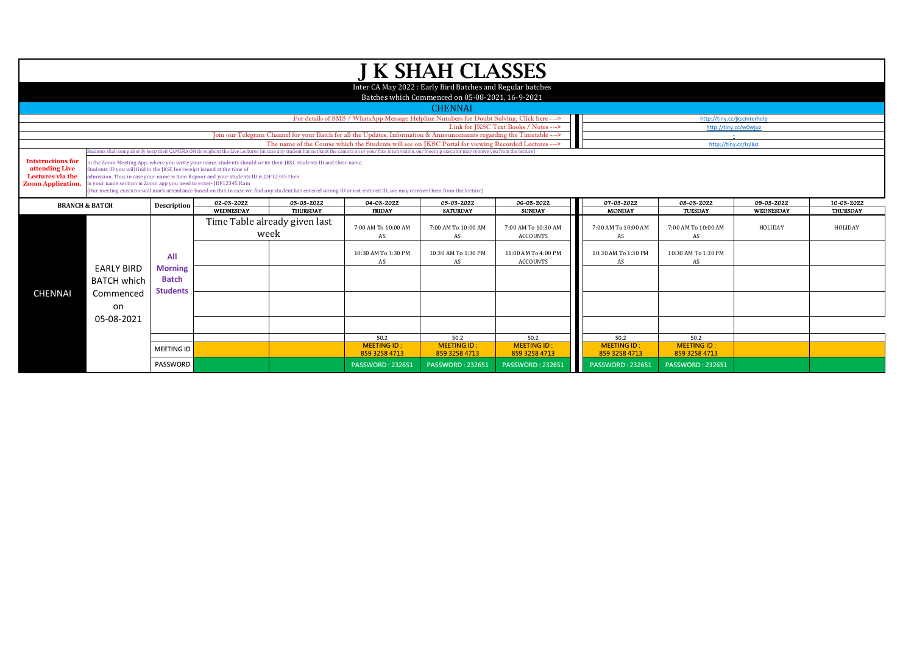# J K SHAH CLASSES

Inter CA May 2022 : Early Bird Batches and Regular batches

Batches which Commenced on 05-08-2021, 16-9-2021

## CHENNAI

| | |
|---|---|
| For details of SMS / WhatsApp Message Helpline Numbers for Doubt Solving, Click here ---> | http://tiny.cc/jkscinterhelp |
| Link for JKSC Text Books / Notes ---> | http://tiny.cc/w0wjuz |
| Join our Telegram Channel for your Batch for all the Updates, Information & Announcements regarding the Timetable ---> | - |
| The name of the Course which the Students will see on JKSC Portal for viewing Recorded Lectures ---> | http://tiny.cc/tqlluz |

Students shall compulsorily keep their CAMERA ON throughout the Live Lectures (in case any student has not kept the camera on or your face is not visible, our meeting executor may remove you from the lecture)

**Intstructions for attending Live Lectures via the Zoom Application.**

In the Zoom Meeting App, where you write your name, students should write their JKSC students ID and their name.
Students ID you will find in the JKSC fee receipt issued at the time of admission. Thus in case your name is Ram Kapoor and your students ID is JDF12345 then in your name section in Zoom app you need to enter- JDF12345 Ram
(Our meeting executor will mark attendance based on this. In case we find any student has entered wrong ID or not entered ID, we may remove them from the lecture)

| BRANCH & BATCH | | Description | 02-03-2022 WEDNESDAY | 03-03-2022 THURSDAY | 04-03-2022 FRIDAY | 05-03-2022 SATURDAY | 06-03-2022 SUNDAY | 07-03-2022 MONDAY | 08-03-2022 TUESDAY | 09-03-2022 WEDNESDAY | 10-03-2022 THURSDAY |
|---|---|---|---|---|---|---|---|---|---|---|---|
| CHENNAI | EARLY BIRD BATCH which Commenced on 05-08-2021 | All Morning Batch Students | Time Table already given last week | | 7:00 AM To 10:00 AM AS | 7:00 AM To 10:00 AM AS | 7:00 AM To 10:30 AM ACCOUNTS | 7:00 AM To 10:00 AM AS | 7:00 AM To 10:00 AM AS | HOLIDAY | HOLIDAY |
| | | | | | 10:30 AM To 1:30 PM AS | 10:30 AM To 1:30 PM AS | 11:00 AM To 4:00 PM ACCOUNTS | 10:30 AM To 1:30 PM AS | 10:30 AM To 1:30 PM AS | | |
| | | | | | | | | | | | |
| | | | | | | | | | | | |
| | | | | | | | | | | | |
| | | | | | 50.2 | 50.2 | 50.2 | 50.2 | 50.2 | | |
| | | MEETING ID | | | MEETING ID : 859 3258 4713 | MEETING ID : 859 3258 4713 | MEETING ID : 859 3258 4713 | MEETING ID : 859 3258 4713 | MEETING ID : 859 3258 4713 | | |
| | | PASSWORD | | | PASSWORD : 232651 | PASSWORD : 232651 | PASSWORD : 232651 | PASSWORD : 232651 | PASSWORD : 232651 | | |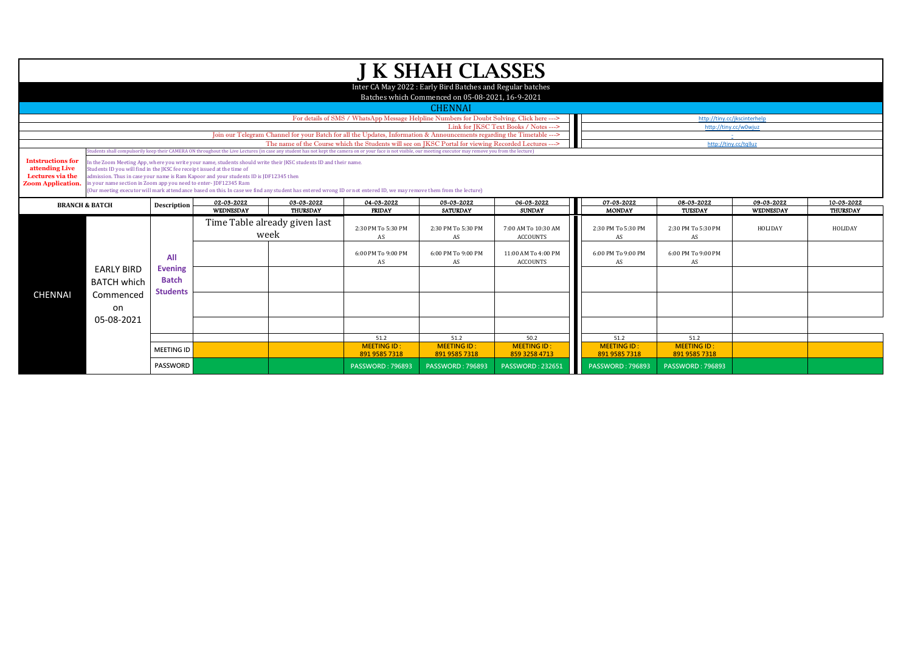# J K SHAH CLASSES

Inter CA May 2022 : Early Bird Batches and Regular batches

Batches which Commenced on 05-08-2021, 16-9-2021

## CHENNAI

| | |
|---|---|
| For details of SMS / WhatsApp Message Helpline Numbers for Doubt Solving, Click here ---> | http://tiny.cc/jkscinterhelp |
| Link for JKSC Text Books / Notes ---> | http://tiny.cc/w0wjuz |
| Join our Telegram Channel for your Batch for all the Updates, Information & Announcements regarding the Timetable ---> | - |
| The name of the Course which the Students will see on JKSC Portal for viewing Recorded Lectures ---> | http://tiny.cc/tqlluz |

Students shall compulsorily keep their CAMERA ON throughout the Live Lectures (in case any student has not kept the camera on or your face is not visible, our meeting executor may remove you from the lecture)

**Intstructions for attending Live Lectures via the Zoom Application.**

In the Zoom Meeting App, where you write your name, students should write their JKSC students ID and their name.
Students ID you will find in the JKSC fee receipt issued at the time of admission. Thus in case your name is Ram Kapoor and your students ID is JDF12345 then in your name section in Zoom app you need to enter- JDF12345 Ram
(Our meeting executor will mark attendance based on this. In case we find any student has entered wrong ID or not entered ID, we may remove them from the lecture)

| BRANCH & BATCH | | Description | 02-03-2022 WEDNESDAY | 03-03-2022 THURSDAY | 04-03-2022 FRIDAY | 05-03-2022 SATURDAY | 06-03-2022 SUNDAY | 07-03-2022 MONDAY | 08-03-2022 TUESDAY | 09-03-2022 WEDNESDAY | 10-03-2022 THURSDAY |
|---|---|---|---|---|---|---|---|---|---|---|---|
| CHENNAI | EARLY BIRD BATCH which Commenced on 05-08-2021 | All Evening Batch Students | Time Table already given last week | | 2:30 PM To 5:30 PM AS | 2:30 PM To 5:30 PM AS | 7:00 AM To 10:30 AM ACCOUNTS | 2:30 PM To 5:30 PM AS | 2:30 PM To 5:30 PM AS | HOLIDAY | HOLIDAY |
| | | | | | 6:00 PM To 9:00 PM AS | 6:00 PM To 9:00 PM AS | 11:00 AM To 4:00 PM ACCOUNTS | 6:00 PM To 9:00 PM AS | 6:00 PM To 9:00 PM AS | | |
| | | | | | | | | | | | |
| | | | | | | | | | | | |
| | | | | | | | | | | | |
| | | | | | 51.2 | 51.2 | 50.2 | 51.2 | 51.2 | | |
| | | MEETING ID | | | MEETING ID : 891 9585 7318 | MEETING ID : 891 9585 7318 | MEETING ID : 859 3258 4713 | MEETING ID : 891 9585 7318 | MEETING ID : 891 9585 7318 | | |
| | | PASSWORD | | | PASSWORD : 796893 | PASSWORD : 796893 | PASSWORD : 232651 | PASSWORD : 796893 | PASSWORD : 796893 | | |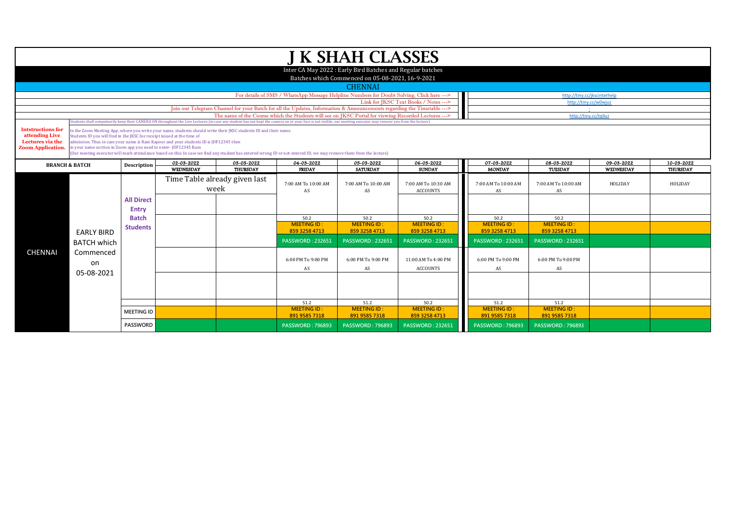# J K SHAH CLASSES

Inter CA May 2022 : Early Bird Batches and Regular batches

Batches which Commenced on 05-08-2021, 16-9-2021

## CHENNAI

| | |
|---|---|
| For details of SMS / WhatsApp Message Helpline Numbers for Doubt Solving, Click here ---> | http://tiny.cc/jkscinterhelp |
| Link for JKSC Text Books / Notes ---> | http://tiny.cc/w0wjuz |
| Join our Telegram Channel for your Batch for all the Updates, Information & Announcements regarding the Timetable ---> | - |
| The name of the Course which the Students will see on JKSC Portal for viewing Recorded Lectures ---> | http://tiny.cc/tqlluz |

Students shall compulsorily keep their CAMERA ON throughout the Live Lectures (in case any student has not kept the camera on or your face is not visible, our meeting executor may remove you from the lecture)

**Intstructions for attending Live Lectures via the Zoom Application.**

In the Zoom Meeting App, where you write your name, students should write their JKSC students ID and their name.
Students ID you will find in the JKSC fee receipt issued at the time of
admission. Thus in case your name is Ram Kapoor and your students ID is JDF12345 then
in your name section in Zoom app you need to enter- JDF12345 Ram
(Our meeting executor will mark attendance based on this. In case we find any student has entered wrong ID or not entered ID, we may remove them from the lecture)

| BRANCH & BATCH | | Description | 02-03-2022 WEDNESDAY | 03-03-2022 THURSDAY | 04-03-2022 FRIDAY | 05-03-2022 SATURDAY | 06-03-2022 SUNDAY | 07-03-2022 MONDAY | 08-03-2022 TUESDAY | 09-03-2022 WEDNESDAY | 10-03-2022 THURSDAY |
|---|---|---|---|---|---|---|---|---|---|---|---|
| CHENNAI | EARLY BIRD BATCH which Commenced on 05-08-2021 | All Direct Entry Batch Students | Time Table already given last week | | 7:00 AM To 10:00 AM AS | 7:00 AM To 10:00 AM AS | 7:00 AM To 10:30 AM ACCOUNTS | 7:00 AM To 10:00 AM AS | 7:00 AM To 10:00 AM AS | HOLIDAY | HOLIDAY |
| | | | | | | | | | | | |
| | | | | | 50.2 | 50.2 | 50.2 | 50.2 | 50.2 | | |
| | | | | | MEETING ID : 859 3258 4713 | MEETING ID : 859 3258 4713 | MEETING ID : 859 3258 4713 | MEETING ID : 859 3258 4713 | MEETING ID : 859 3258 4713 | | |
| | | | | | PASSWORD : 232651 | PASSWORD : 232651 | PASSWORD : 232651 | PASSWORD : 232651 | PASSWORD : 232651 | | |
| | | | | | 6:00 PM To 9:00 PM AS | 6:00 PM To 9:00 PM AS | 11:00 AM To 4:00 PM ACCOUNTS | 6:00 PM To 9:00 PM AS | 6:00 PM To 9:00 PM AS | | |
| | | | | | | | | | | | |
| | | | | | 51.2 | 51.2 | 50.2 | 51.2 | 51.2 | | |
| | | MEETING ID | | | MEETING ID : 891 9585 7318 | MEETING ID : 891 9585 7318 | MEETING ID : 859 3258 4713 | MEETING ID : 891 9585 7318 | MEETING ID : 891 9585 7318 | | |
| | | PASSWORD | | | PASSWORD : 796893 | PASSWORD : 796893 | PASSWORD : 232651 | PASSWORD : 796893 | PASSWORD : 796893 | | |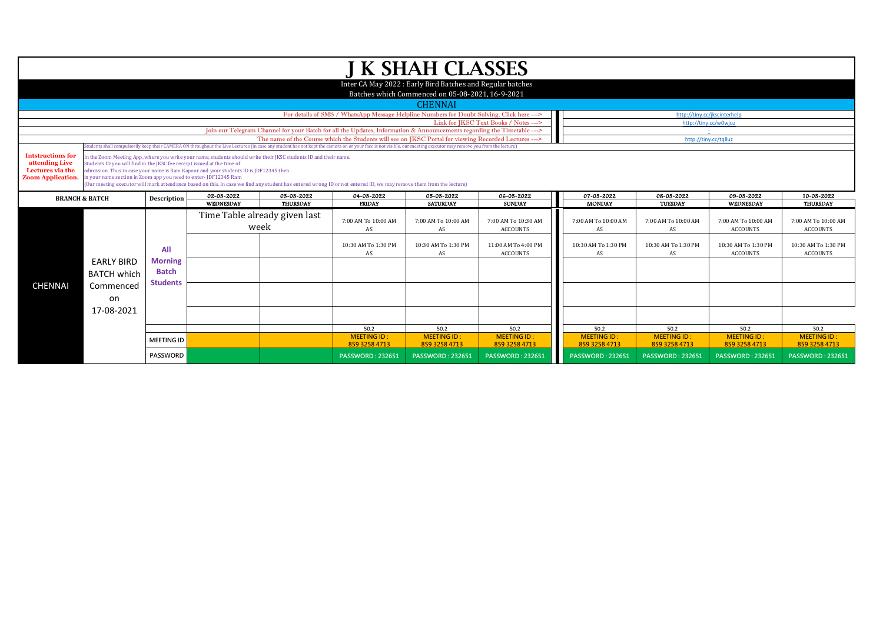# J K SHAH CLASSES

Inter CA May 2022 : Early Bird Batches and Regular batches

Batches which Commenced on 05-08-2021, 16-9-2021

## CHENNAI

| | |
|---|---|
| For details of SMS / WhatsApp Message Helpline Numbers for Doubt Solving, Click here ---> | http://tiny.cc/jkscinterhelp |
| Link for JKSC Text Books / Notes ---> | http://tiny.cc/w0wjuz |
| Join our Telegram Channel for your Batch for all the Updates, Information & Announcements regarding the Timetable ---> | - |
| The name of the Course which the Students will see on JKSC Portal for viewing Recorded Lectures ---> | http://tiny.cc/tqlluz |

Students shall compulsorily keep their CAMERA ON throughout the Live Lectures (in case any student has not kept the camera on or your face is not visible, our meeting executor may remove you from the lecture)

**Intstructions for attending Live Lectures via the Zoom Application.**

In the Zoom Meeting App, where you write your name, students should write their JKSC students ID and their name.
Students ID you will find in the JKSC fee receipt issued at the time of admission. Thus in case your name is Ram Kapoor and your students ID is JDF12345 then in your name section in Zoom app you need to enter- JDF12345 Ram
(Our meeting executor will mark attendance based on this. In case we find any student has entered wrong ID or not entered ID, we may remove them from the lecture)

| BRANCH & BATCH | | Description | 02-03-2022 WEDNESDAY | 03-03-2022 THURSDAY | 04-03-2022 FRIDAY | 05-03-2022 SATURDAY | 06-03-2022 SUNDAY | 07-03-2022 MONDAY | 08-03-2022 TUESDAY | 09-03-2022 WEDNESDAY | 10-03-2022 THURSDAY |
|---|---|---|---|---|---|---|---|---|---|---|---|
| CHENNAI | EARLY BIRD BATCH which Commenced on 17-08-2021 | All Morning Batch Students | Time Table already given last week | | 7:00 AM To 10:00 AM AS | 7:00 AM To 10:00 AM AS | 7:00 AM To 10:30 AM ACCOUNTS | 7:00 AM To 10:00 AM AS | 7:00 AM To 10:00 AM AS | 7:00 AM To 10:00 AM ACCOUNTS | 7:00 AM To 10:00 AM ACCOUNTS |
| | | | | | 10:30 AM To 1:30 PM AS | 10:30 AM To 1:30 PM AS | 11:00 AM To 4:00 PM ACCOUNTS | 10:30 AM To 1:30 PM AS | 10:30 AM To 1:30 PM AS | 10:30 AM To 1:30 PM ACCOUNTS | 10:30 AM To 1:30 PM ACCOUNTS |
| | | | | | | | | | | | |
| | | | | | | | | | | | |
| | | | | | | | | | | | |
| | | | | | 50.2 | 50.2 | 50.2 | 50.2 | 50.2 | 50.2 | 50.2 |
| | | MEETING ID | | | MEETING ID : 859 3258 4713 | MEETING ID : 859 3258 4713 | MEETING ID : 859 3258 4713 | MEETING ID : 859 3258 4713 | MEETING ID : 859 3258 4713 | MEETING ID : 859 3258 4713 | MEETING ID : 859 3258 4713 |
| | | PASSWORD | | | PASSWORD : 232651 | PASSWORD : 232651 | PASSWORD : 232651 | PASSWORD : 232651 | PASSWORD : 232651 | PASSWORD : 232651 | PASSWORD : 232651 |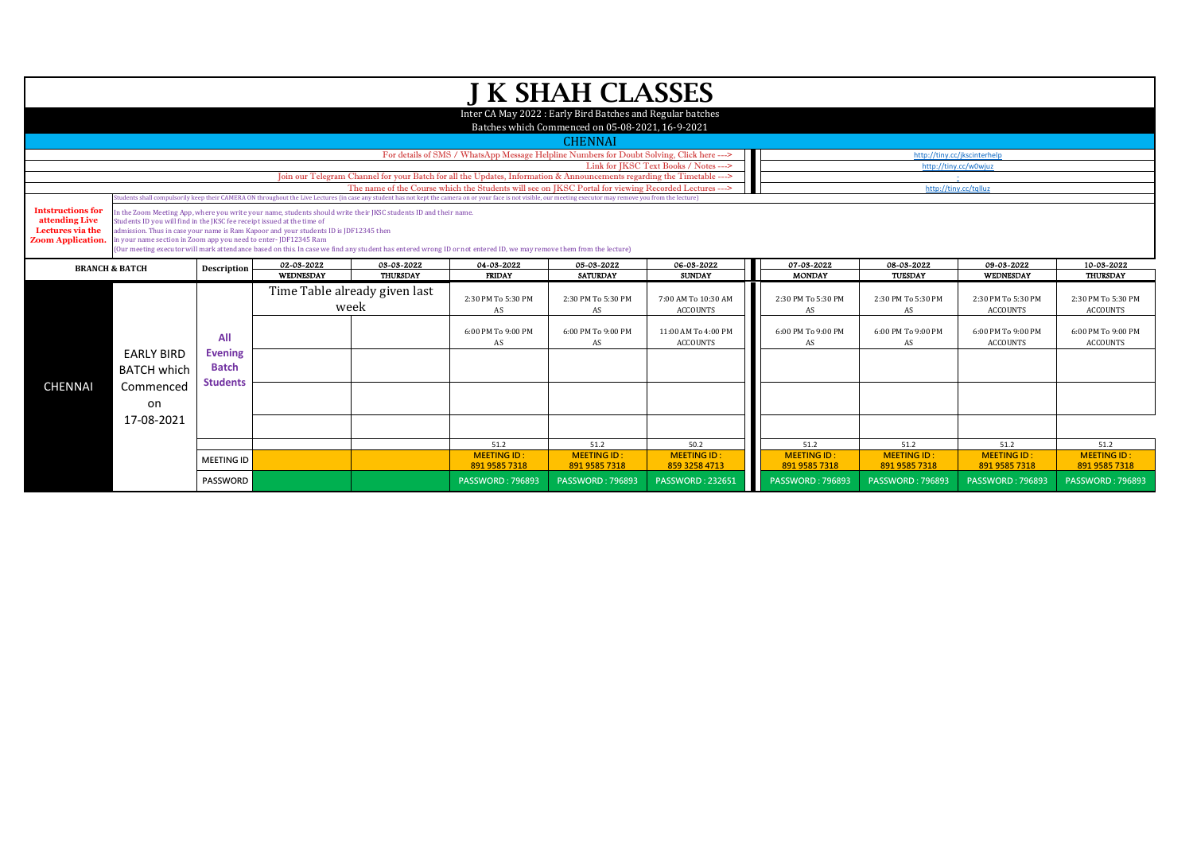# J K SHAH CLASSES

Inter CA May 2022 : Early Bird Batches and Regular batches

Batches which Commenced on 05-08-2021, 16-9-2021

## CHENNAI

| | |
|---|---|
| For details of SMS / WhatsApp Message Helpline Numbers for Doubt Solving, Click here ---> | http://tiny.cc/jkscinterhelp |
| Link for JKSC Text Books / Notes ---> | http://tiny.cc/w0wjuz |
| Join our Telegram Channel for your Batch for all the Updates, Information & Announcements regarding the Timetable ---> | - |
| The name of the Course which the Students will see on JKSC Portal for viewing Recorded Lectures ---> | http://tiny.cc/tqlluz |

**Intstructions for attending Live Lectures via the Zoom Application.**

Students shall compulsorily keep their CAMERA ON throughout the Live Lectures (in case any student has not kept the camera on or your face is not visible, our meeting executor may remove you from the lecture)

In the Zoom Meeting App, where you write your name, students should write their JKSC students ID and their name.
Students ID you will find in the JKSC fee receipt issued at the time of admission. Thus in case your name is Ram Kapoor and your students ID is JDF12345 then in your name section in Zoom app you need to enter- JDF12345 Ram
(Our meeting executor will mark attendance based on this. In case we find any student has entered wrong ID or not entered ID, we may remove them from the lecture)

| BRANCH & BATCH | | Description | 02-03-2022 WEDNESDAY | 03-03-2022 THURSDAY | 04-03-2022 FRIDAY | 05-03-2022 SATURDAY | 06-03-2022 SUNDAY | 07-03-2022 MONDAY | 08-03-2022 TUESDAY | 09-03-2022 WEDNESDAY | 10-03-2022 THURSDAY |
|---|---|---|---|---|---|---|---|---|---|---|---|
| CHENNAI | EARLY BIRD BATCH which Commenced on 17-08-2021 | All Evening Batch Students | Time Table already given last week | | 2:30 PM To 5:30 PM AS | 2:30 PM To 5:30 PM AS | 7:00 AM To 10:30 AM ACCOUNTS | 2:30 PM To 5:30 PM AS | 2:30 PM To 5:30 PM AS | 2:30 PM To 5:30 PM ACCOUNTS | 2:30 PM To 5:30 PM ACCOUNTS |
| | | | | | 6:00 PM To 9:00 PM AS | 6:00 PM To 9:00 PM AS | 11:00 AM To 4:00 PM ACCOUNTS | 6:00 PM To 9:00 PM AS | 6:00 PM To 9:00 PM AS | 6:00 PM To 9:00 PM ACCOUNTS | 6:00 PM To 9:00 PM ACCOUNTS |
| | | | | | | | | | | | |
| | | | | | | | | | | | |
| | | | | | | | | | | | |
| | | | | | 51.2 | 51.2 | 50.2 | 51.2 | 51.2 | 51.2 | 51.2 |
| | | MEETING ID | | | MEETING ID : 891 9585 7318 | MEETING ID : 891 9585 7318 | MEETING ID : 859 3258 4713 | MEETING ID : 891 9585 7318 | MEETING ID : 891 9585 7318 | MEETING ID : 891 9585 7318 | MEETING ID : 891 9585 7318 |
| | | PASSWORD | | | PASSWORD : 796893 | PASSWORD : 796893 | PASSWORD : 232651 | PASSWORD : 796893 | PASSWORD : 796893 | PASSWORD : 796893 | PASSWORD : 796893 |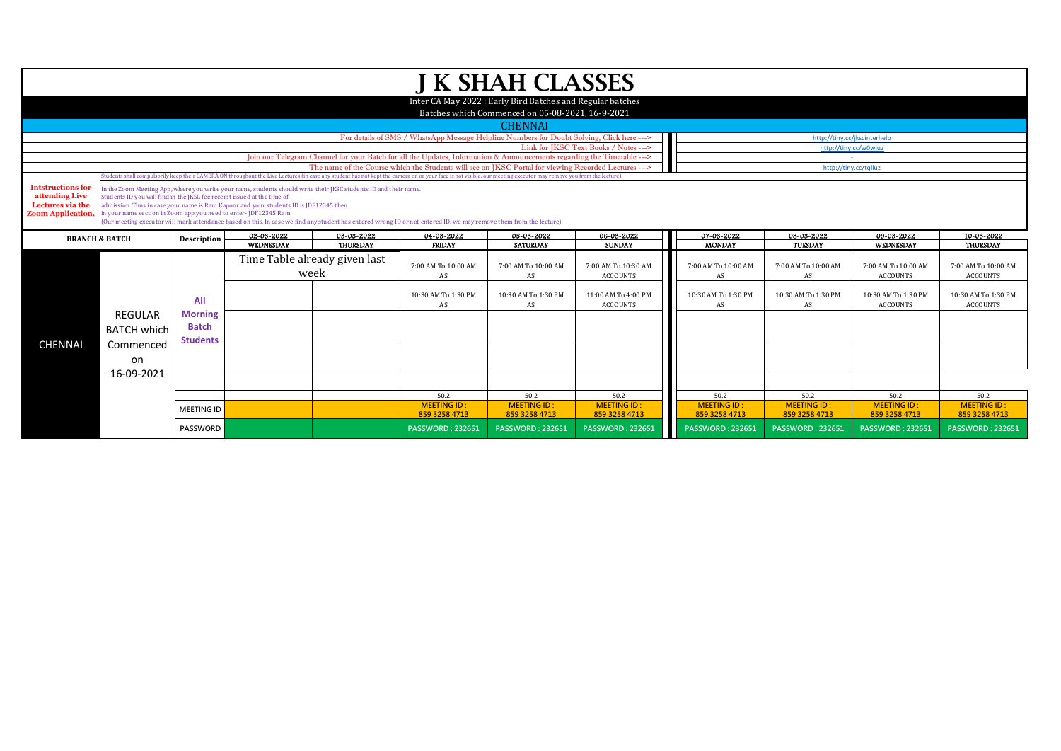# J K SHAH CLASSES

Inter CA May 2022 : Early Bird Batches and Regular batches

Batches which Commenced on 05-08-2021, 16-9-2021

## CHENNAI

| | |
|---|---|
| For details of SMS / WhatsApp Message Helpline Numbers for Doubt Solving, Click here ---> | http://tiny.cc/jkscinterhelp |
| Link for JKSC Text Books / Notes ---> | http://tiny.cc/w0wjuz |
| Join our Telegram Channel for your Batch for all the Updates, Information & Announcements regarding the Timetable ---> | - |
| The name of the Course which the Students will see on JKSC Portal for viewing Recorded Lectures ---> | http://tiny.cc/tqlluz |

Students shall compulsorily keep their CAMERA ON throughout the Live Lectures (in case any student has not kept the camera on or your face is not visible, our meeting executor may remove you from the lecture)

**Intstructions for attending Live Lectures via the Zoom Application.**

In the Zoom Meeting App, where you write your name, students should write their JKSC students ID and their name.
Students ID you will find in the JKSC fee receipt issued at the time of admission. Thus in case your name is Ram Kapoor and your students ID is JDF12345 then in your name section in Zoom app you need to enter- JDF12345 Ram
(Our meeting executor will mark attendance based on this. In case we find any student has entered wrong ID or not entered ID, we may remove them from the lecture)

| BRANCH & BATCH | | Description | 02-03-2022 WEDNESDAY | 03-03-2022 THURSDAY | 04-03-2022 FRIDAY | 05-03-2022 SATURDAY | 06-03-2022 SUNDAY | 07-03-2022 MONDAY | 08-03-2022 TUESDAY | 09-03-2022 WEDNESDAY | 10-03-2022 THURSDAY |
|---|---|---|---|---|---|---|---|---|---|---|---|
| CHENNAI | REGULAR BATCH which Commenced on 16-09-2021 | All Morning Batch Students | Time Table already given last week | | 7:00 AM To 10:00 AM AS | 7:00 AM To 10:00 AM AS | 7:00 AM To 10:30 AM ACCOUNTS | 7:00 AM To 10:00 AM AS | 7:00 AM To 10:00 AM AS | 7:00 AM To 10:00 AM ACCOUNTS | 7:00 AM To 10:00 AM ACCOUNTS |
| | | | | | 10:30 AM To 1:30 PM AS | 10:30 AM To 1:30 PM AS | 11:00 AM To 4:00 PM ACCOUNTS | 10:30 AM To 1:30 PM AS | 10:30 AM To 1:30 PM AS | 10:30 AM To 1:30 PM ACCOUNTS | 10:30 AM To 1:30 PM ACCOUNTS |
| | | | | | | | | | | | |
| | | | | | | | | | | | |
| | | | | | | | | | | | |
| | | | | | 50.2 | 50.2 | 50.2 | 50.2 | 50.2 | 50.2 | 50.2 |
| | | MEETING ID | | | MEETING ID : 859 3258 4713 | MEETING ID : 859 3258 4713 | MEETING ID : 859 3258 4713 | MEETING ID : 859 3258 4713 | MEETING ID : 859 3258 4713 | MEETING ID : 859 3258 4713 | MEETING ID : 859 3258 4713 |
| | | PASSWORD | | | PASSWORD : 232651 | PASSWORD : 232651 | PASSWORD : 232651 | PASSWORD : 232651 | PASSWORD : 232651 | PASSWORD : 232651 | PASSWORD : 232651 |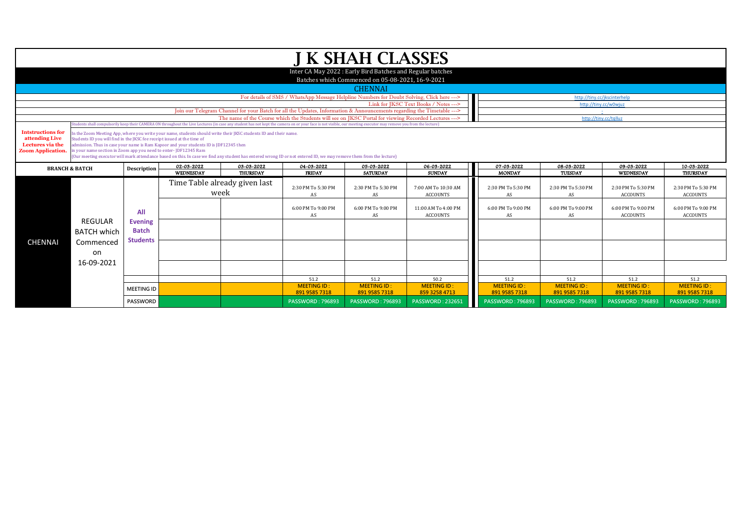# J K SHAH CLASSES

Inter CA May 2022 : Early Bird Batches and Regular batches

Batches which Commenced on 05-08-2021, 16-9-2021

## CHENNAI

| | |
|---|---|
| For details of SMS / WhatsApp Message Helpline Numbers for Doubt Solving, Click here ---> | http://tiny.cc/jkscinterhelp |
| Link for JKSC Text Books / Notes ---> | http://tiny.cc/w0wjuz |
| Join our Telegram Channel for your Batch for all the Updates, Information & Announcements regarding the Timetable ---> | - |
| The name of the Course which the Students will see on JKSC Portal for viewing Recorded Lectures ---> | http://tiny.cc/tqlluz |

**Intstructions for attending Live Lectures via the Zoom Application.**

Students shall compulsorily keep their CAMERA ON throughout the Live Lectures (in case any student has not kept the camera on or your face is not visible, our meeting executor may remove you from the lecture)

In the Zoom Meeting App, where you write your name, students should write their JKSC students ID and their name.
Students ID you will find in the JKSC fee receipt issued at the time of admission. Thus in case your name is Ram Kapoor and your students ID is JDF12345 then in your name section in Zoom app you need to enter- JDF12345 Ram
(Our meeting executor will mark attendance based on this. In case we find any student has entered wrong ID or not entered ID, we may remove them from the lecture)

| BRANCH & BATCH | | Description | 02-03-2022 WEDNESDAY | 03-03-2022 THURSDAY | 04-03-2022 FRIDAY | 05-03-2022 SATURDAY | 06-03-2022 SUNDAY | 07-03-2022 MONDAY | 08-03-2022 TUESDAY | 09-03-2022 WEDNESDAY | 10-03-2022 THURSDAY |
|---|---|---|---|---|---|---|---|---|---|---|---|
| CHENNAI | REGULAR BATCH which Commenced on 16-09-2021 | All Evening Batch Students | Time Table already given last week | | 2:30 PM To 5:30 PM AS | 2:30 PM To 5:30 PM AS | 7:00 AM To 10:30 AM ACCOUNTS | 2:30 PM To 5:30 PM AS | 2:30 PM To 5:30 PM AS | 2:30 PM To 5:30 PM ACCOUNTS | 2:30 PM To 5:30 PM ACCOUNTS |
| | | | | | 6:00 PM To 9:00 PM AS | 6:00 PM To 9:00 PM AS | 11:00 AM To 4:00 PM ACCOUNTS | 6:00 PM To 9:00 PM AS | 6:00 PM To 9:00 PM AS | 6:00 PM To 9:00 PM ACCOUNTS | 6:00 PM To 9:00 PM ACCOUNTS |
| | | | | | | | | | | | |
| | | | | | | | | | | | |
| | | | | | | | | | | | |
| | | | | | 51.2 | 51.2 | 50.2 | 51.2 | 51.2 | 51.2 | 51.2 |
| | | MEETING ID | | | MEETING ID : 891 9585 7318 | MEETING ID : 891 9585 7318 | MEETING ID : 859 3258 4713 | MEETING ID : 891 9585 7318 | MEETING ID : 891 9585 7318 | MEETING ID : 891 9585 7318 | MEETING ID : 891 9585 7318 |
| | | PASSWORD | | | PASSWORD : 796893 | PASSWORD : 796893 | PASSWORD : 232651 | PASSWORD : 796893 | PASSWORD : 796893 | PASSWORD : 796893 | PASSWORD : 796893 |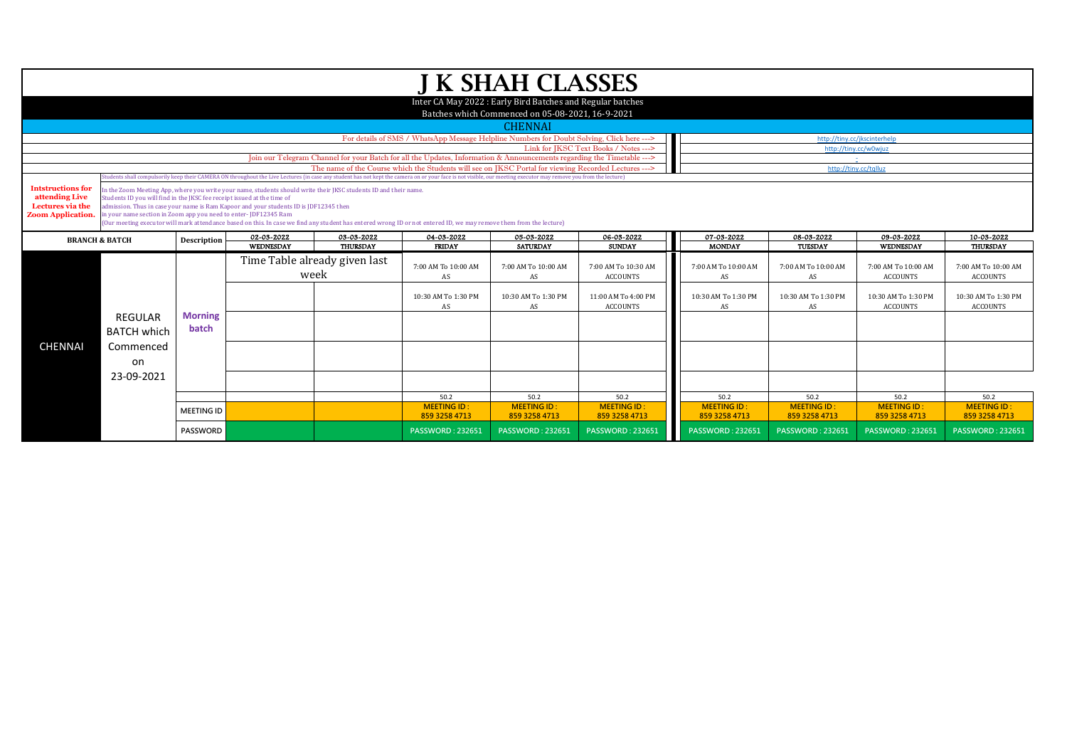# J K SHAH CLASSES

Inter CA May 2022 : Early Bird Batches and Regular batches

Batches which Commenced on 05-08-2021, 16-9-2021

## CHENNAI

| | |
|---|---|
| For details of SMS / WhatsApp Message Helpline Numbers for Doubt Solving, Click here ---> | http://tiny.cc/jkscinterhelp |
| Link for JKSC Text Books / Notes ---> | http://tiny.cc/w0wjuz |
| Join our Telegram Channel for your Batch for all the Updates, Information & Announcements regarding the Timetable ---> | - |
| The name of the Course which the Students will see on JKSC Portal for viewing Recorded Lectures ---> | http://tiny.cc/tqlluz |

Students shall compulsorily keep their CAMERA ON throughout the Live Lectures (in case any student has not kept the camera on or your face is not visible, our meeting executor may remove you from the lecture)

**Intstructions for attending Live Lectures via the Zoom Application.**

In the Zoom Meeting App, where you write your name, students should write their JKSC students ID and their name.
Students ID you will find in the JKSC fee receipt issued at the time of admission. Thus in case your name is Ram Kapoor and your students ID is JDF12345 then in your name section in Zoom app you need to enter- JDF12345 Ram
(Our meeting executor will mark attendance based on this. In case we find any student has entered wrong ID or not entered ID, we may remove them from the lecture)

| BRANCH & BATCH | | Description | 02-03-2022 WEDNESDAY | 03-03-2022 THURSDAY | 04-03-2022 FRIDAY | 05-03-2022 SATURDAY | 06-03-2022 SUNDAY | 07-03-2022 MONDAY | 08-03-2022 TUESDAY | 09-03-2022 WEDNESDAY | 10-03-2022 THURSDAY |
|---|---|---|---|---|---|---|---|---|---|---|---|
| CHENNAI | REGULAR BATCH which Commenced on 23-09-2021 | Morning batch | Time Table already given last week | | 7:00 AM To 10:00 AM AS | 7:00 AM To 10:00 AM AS | 7:00 AM To 10:30 AM ACCOUNTS | 7:00 AM To 10:00 AM AS | 7:00 AM To 10:00 AM AS | 7:00 AM To 10:00 AM ACCOUNTS | 7:00 AM To 10:00 AM ACCOUNTS |
| | | | | | 10:30 AM To 1:30 PM AS | 10:30 AM To 1:30 PM AS | 11:00 AM To 4:00 PM ACCOUNTS | 10:30 AM To 1:30 PM AS | 10:30 AM To 1:30 PM AS | 10:30 AM To 1:30 PM ACCOUNTS | 10:30 AM To 1:30 PM ACCOUNTS |
| | | | | | | | | | | | |
| | | | | | | | | | | | |
| | | | | | | | | | | | |
| | | | | | 50.2 | 50.2 | 50.2 | 50.2 | 50.2 | 50.2 | 50.2 |
| | | MEETING ID | | | MEETING ID : 859 3258 4713 | MEETING ID : 859 3258 4713 | MEETING ID : 859 3258 4713 | MEETING ID : 859 3258 4713 | MEETING ID : 859 3258 4713 | MEETING ID : 859 3258 4713 | MEETING ID : 859 3258 4713 |
| | | PASSWORD | | | PASSWORD : 232651 | PASSWORD : 232651 | PASSWORD : 232651 | PASSWORD : 232651 | PASSWORD : 232651 | PASSWORD : 232651 | PASSWORD : 232651 |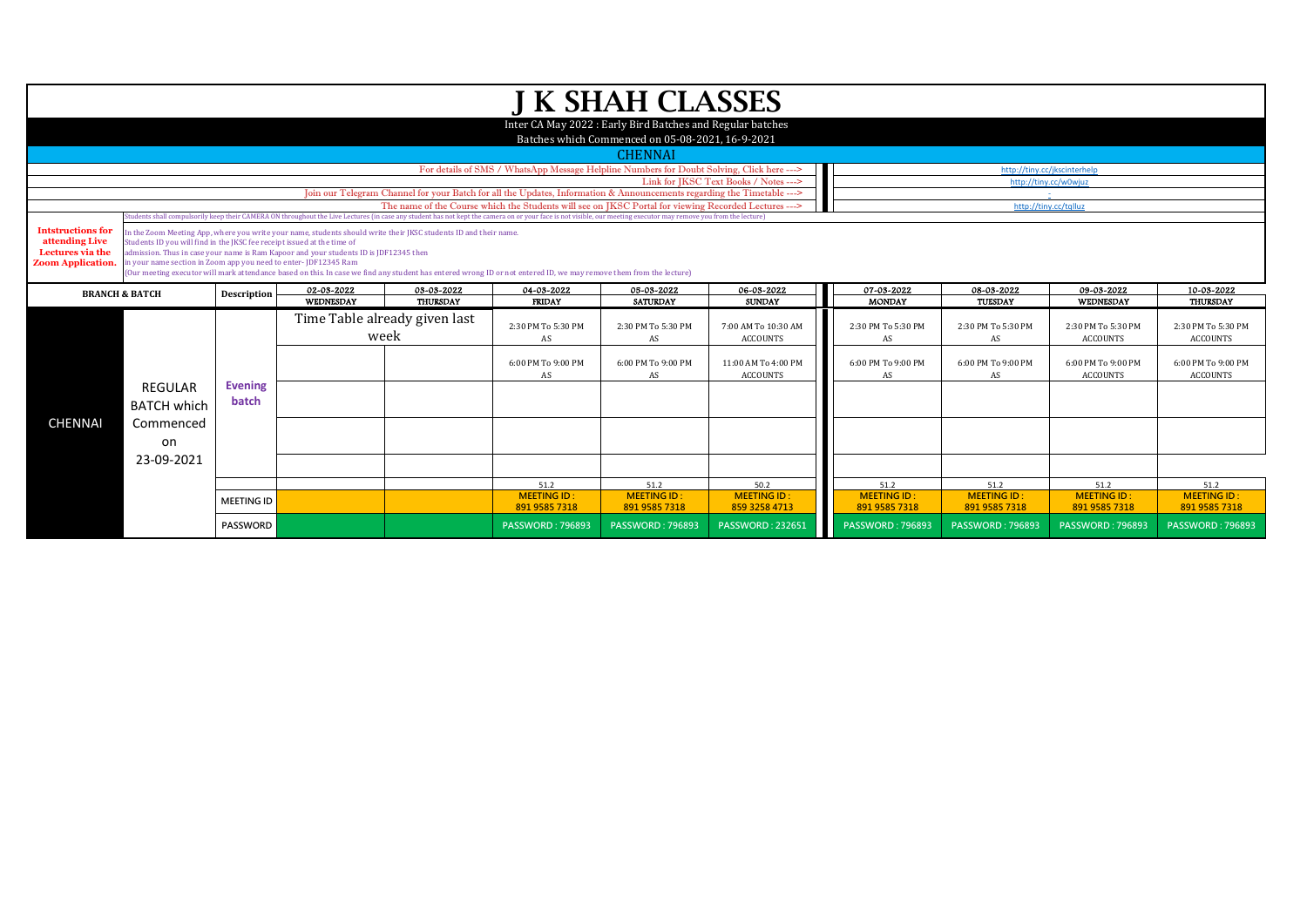# J K SHAH CLASSES

Inter CA May 2022 : Early Bird Batches and Regular batches

Batches which Commenced on 05-08-2021, 16-9-2021

## CHENNAI

| | |
|---|---|
| For details of SMS / WhatsApp Message Helpline Numbers for Doubt Solving, Click here ---> | http://tiny.cc/jkscinterhelp |
| Link for JKSC Text Books / Notes ---> | http://tiny.cc/w0wjuz |
| Join our Telegram Channel for your Batch for all the Updates, Information & Announcements regarding the Timetable ---> | - |
| The name of the Course which the Students will see on JKSC Portal for viewing Recorded Lectures ---> | http://tiny.cc/tqlluz |

Students shall compulsorily keep their CAMERA ON throughout the Live Lectures (in case any student has not kept the camera on or your face is not visible, our meeting executor may remove you from the lecture)

**Intstructions for attending Live Lectures via the Zoom Application.**

In the Zoom Meeting App, where you write your name, students should write their JKSC students ID and their name.
Students ID you will find in the JKSC fee receipt issued at the time of
admission. Thus in case your name is Ram Kapoor and your students ID is JDF12345 then
in your name section in Zoom app you need to enter- JDF12345 Ram
(Our meeting executor will mark attendance based on this. In case we find any student has entered wrong ID or not entered ID, we may remove them from the lecture)

| BRANCH & BATCH | | Description | 02-03-2022 WEDNESDAY | 03-03-2022 THURSDAY | 04-03-2022 FRIDAY | 05-03-2022 SATURDAY | 06-03-2022 SUNDAY | 07-03-2022 MONDAY | 08-03-2022 TUESDAY | 09-03-2022 WEDNESDAY | 10-03-2022 THURSDAY |
|---|---|---|---|---|---|---|---|---|---|---|---|
| CHENNAI | REGULAR BATCH which Commenced on 23-09-2021 | Evening batch | Time Table already given last week | | 2:30 PM To 5:30 PM AS | 2:30 PM To 5:30 PM AS | 7:00 AM To 10:30 AM ACCOUNTS | 2:30 PM To 5:30 PM AS | 2:30 PM To 5:30 PM AS | 2:30 PM To 5:30 PM ACCOUNTS | 2:30 PM To 5:30 PM ACCOUNTS |
| | | | | | 6:00 PM To 9:00 PM AS | 6:00 PM To 9:00 PM AS | 11:00 AM To 4:00 PM ACCOUNTS | 6:00 PM To 9:00 PM AS | 6:00 PM To 9:00 PM AS | 6:00 PM To 9:00 PM ACCOUNTS | 6:00 PM To 9:00 PM ACCOUNTS |
| | | | | | | | | | | | |
| | | | | | | | | | | | |
| | | | | | | | | | | | |
| | | | | | 51.2 | 51.2 | 50.2 | 51.2 | 51.2 | 51.2 | 51.2 |
| | | MEETING ID | | | MEETING ID : 891 9585 7318 | MEETING ID : 891 9585 7318 | MEETING ID : 859 3258 4713 | MEETING ID : 891 9585 7318 | MEETING ID : 891 9585 7318 | MEETING ID : 891 9585 7318 | MEETING ID : 891 9585 7318 |
| | | PASSWORD | | | PASSWORD : 796893 | PASSWORD : 796893 | PASSWORD : 232651 | PASSWORD : 796893 | PASSWORD : 796893 | PASSWORD : 796893 | PASSWORD : 796893 |